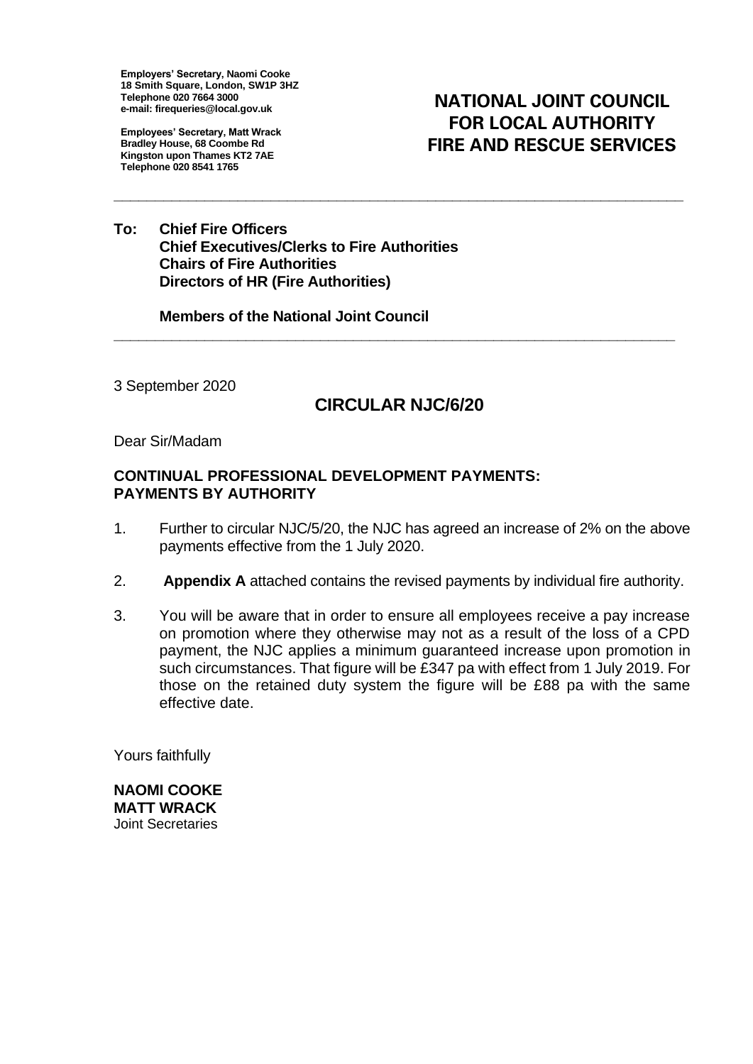**Employers' Secretary, Naomi Cooke**
**18 Smith Square, London, SW1P 3HZ**
**Telephone 020 7664 3000**
**e-mail: firequeries@local.gov.uk**

**Employees' Secretary, Matt Wrack**
**Bradley House, 68 Coombe Rd**
**Kingston upon Thames KT2 7AE**
**Telephone 020 8541 1765**

# NATIONAL JOINT COUNCIL FOR LOCAL AUTHORITY FIRE AND RESCUE SERVICES

---

**To: Chief Fire Officers**
**Chief Executives/Clerks to Fire Authorities**
**Chairs of Fire Authorities**
**Directors of HR (Fire Authorities)**

**Members of the National Joint Council**

---

3 September 2020

## CIRCULAR NJC/6/20

Dear Sir/Madam

**CONTINUAL PROFESSIONAL DEVELOPMENT PAYMENTS: PAYMENTS BY AUTHORITY**

1. Further to circular NJC/5/20, the NJC has agreed an increase of 2% on the above payments effective from the 1 July 2020.

2. **Appendix A** attached contains the revised payments by individual fire authority.

3. You will be aware that in order to ensure all employees receive a pay increase on promotion where they otherwise may not as a result of the loss of a CPD payment, the NJC applies a minimum guaranteed increase upon promotion in such circumstances. That figure will be £347 pa with effect from 1 July 2019. For those on the retained duty system the figure will be £88 pa with the same effective date.

Yours faithfully

**NAOMI COOKE**
**MATT WRACK**
Joint Secretaries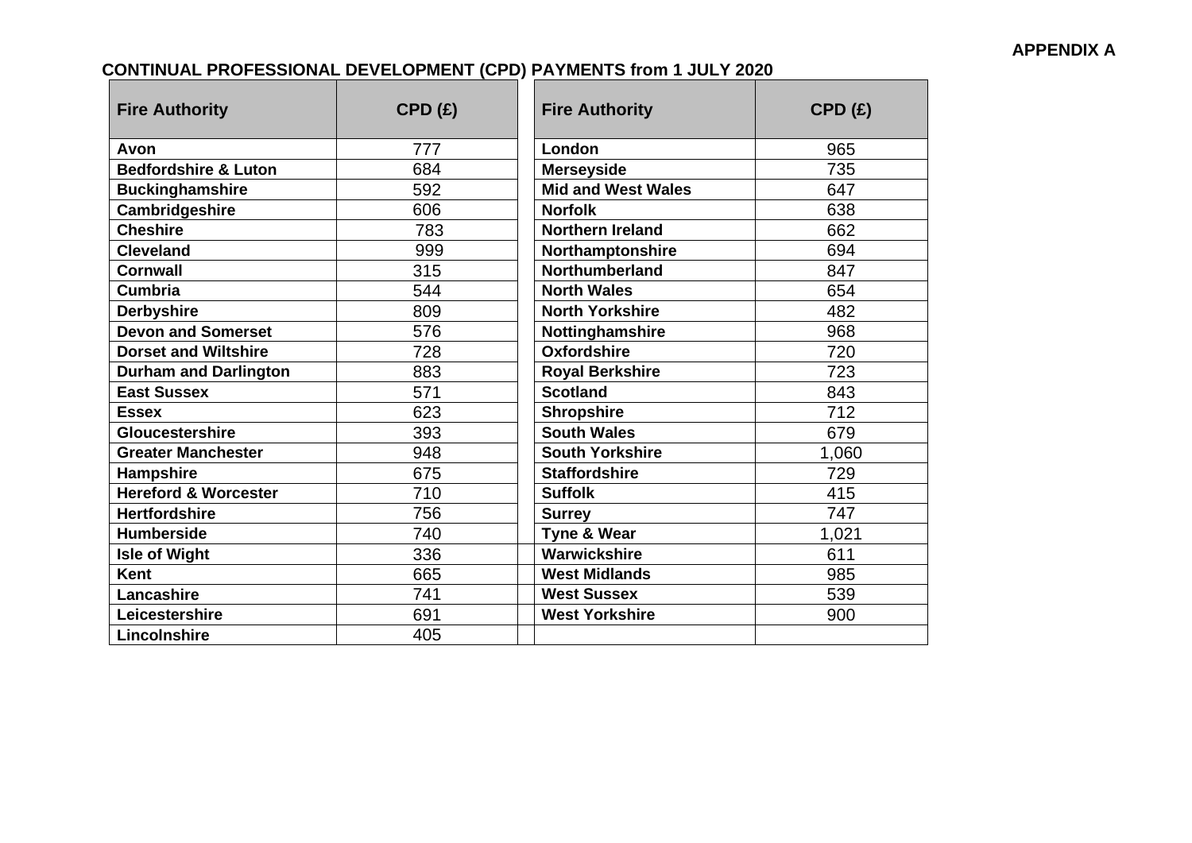**APPENDIX A**

**CONTINUAL PROFESSIONAL DEVELOPMENT (CPD) PAYMENTS from 1 JULY 2020**

| Fire Authority | CPD (£) | | Fire Authority | CPD (£) |
|---|---|---|---|---|
| **Avon** | 777 | | **London** | 965 |
| **Bedfordshire & Luton** | 684 | | **Merseyside** | 735 |
| **Buckinghamshire** | 592 | | **Mid and West Wales** | 647 |
| **Cambridgeshire** | 606 | | **Norfolk** | 638 |
| **Cheshire** | 783 | | **Northern Ireland** | 662 |
| **Cleveland** | 999 | | **Northamptonshire** | 694 |
| **Cornwall** | 315 | | **Northumberland** | 847 |
| **Cumbria** | 544 | | **North Wales** | 654 |
| **Derbyshire** | 809 | | **North Yorkshire** | 482 |
| **Devon and Somerset** | 576 | | **Nottinghamshire** | 968 |
| **Dorset and Wiltshire** | 728 | | **Oxfordshire** | 720 |
| **Durham and Darlington** | 883 | | **Royal Berkshire** | 723 |
| **East Sussex** | 571 | | **Scotland** | 843 |
| **Essex** | 623 | | **Shropshire** | 712 |
| **Gloucestershire** | 393 | | **South Wales** | 679 |
| **Greater Manchester** | 948 | | **South Yorkshire** | 1,060 |
| **Hampshire** | 675 | | **Staffordshire** | 729 |
| **Hereford & Worcester** | 710 | | **Suffolk** | 415 |
| **Hertfordshire** | 756 | | **Surrey** | 747 |
| **Humberside** | 740 | | **Tyne & Wear** | 1,021 |
| **Isle of Wight** | 336 | | **Warwickshire** | 611 |
| **Kent** | 665 | | **West Midlands** | 985 |
| **Lancashire** | 741 | | **West Sussex** | 539 |
| **Leicestershire** | 691 | | **West Yorkshire** | 900 |
| **Lincolnshire** | 405 | | | |